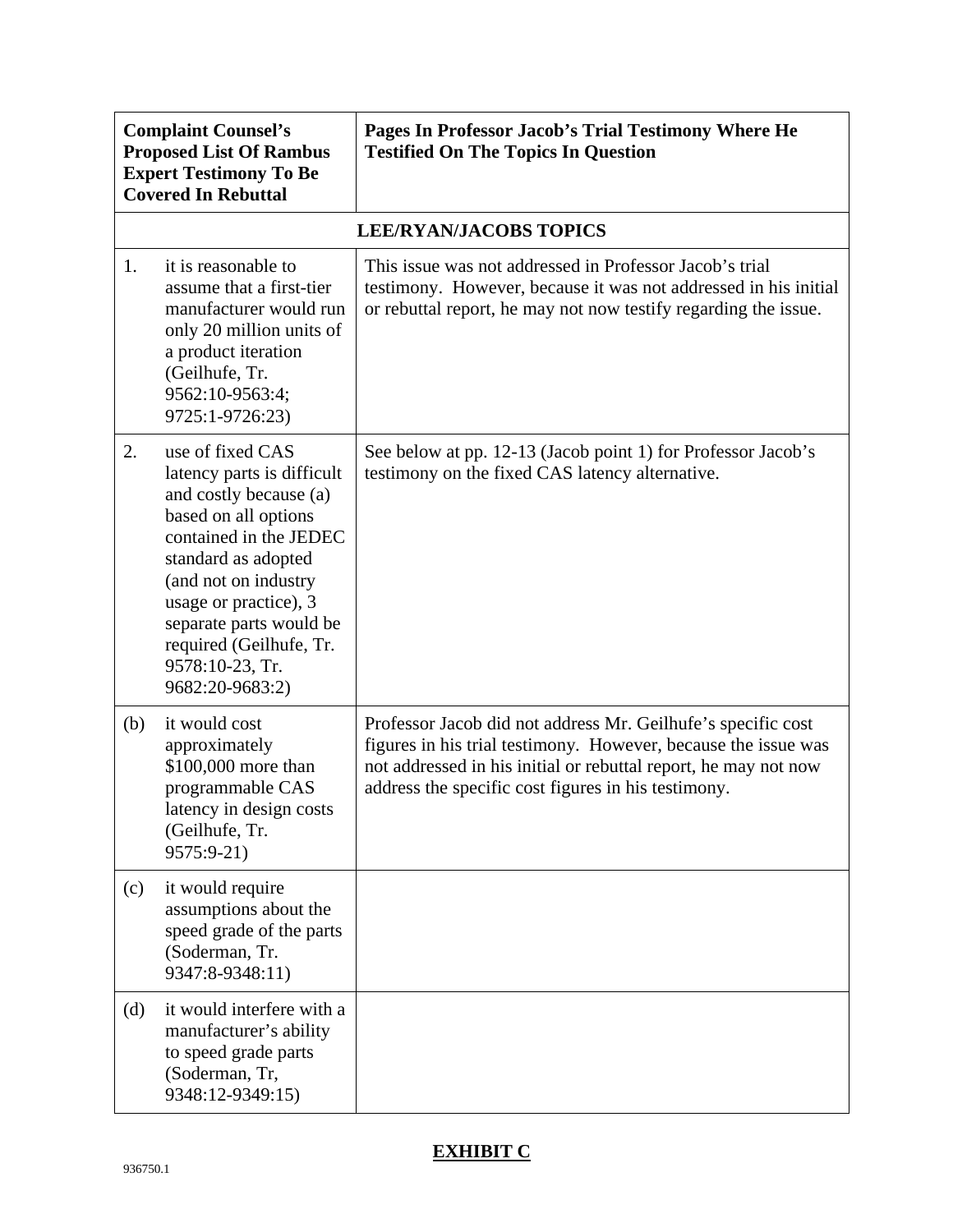| Complaint Counsel's Proposed List Of Rambus Expert Testimony To Be Covered In Rebuttal | Pages In Professor Jacob's Trial Testimony Where He Testified On The Topics In Question |
|---|---|
| **LEE/RYAN/JACOBS TOPICS** | |
| 1. it is reasonable to assume that a first-tier manufacturer would run only 20 million units of a product iteration (Geilhufe, Tr. 9562:10-9563:4; 9725:1-9726:23) | This issue was not addressed in Professor Jacob's trial testimony. However, because it was not addressed in his initial or rebuttal report, he may not now testify regarding the issue. |
| 2. use of fixed CAS latency parts is difficult and costly because (a) based on all options contained in the JEDEC standard as adopted (and not on industry usage or practice), 3 separate parts would be required (Geilhufe, Tr. 9578:10-23, Tr. 9682:20-9683:2) | See below at pp. 12-13 (Jacob point 1) for Professor Jacob's testimony on the fixed CAS latency alternative. |
| (b) it would cost approximately $100,000 more than programmable CAS latency in design costs (Geilhufe, Tr. 9575:9-21) | Professor Jacob did not address Mr. Geilhufe's specific cost figures in his trial testimony. However, because the issue was not addressed in his initial or rebuttal report, he may not now address the specific cost figures in his testimony. |
| (c) it would require assumptions about the speed grade of the parts (Soderman, Tr. 9347:8-9348:11) | |
| (d) it would interfere with a manufacturer's ability to speed grade parts (Soderman, Tr, 9348:12-9349:15) | |

**EXHIBIT C**

936750.1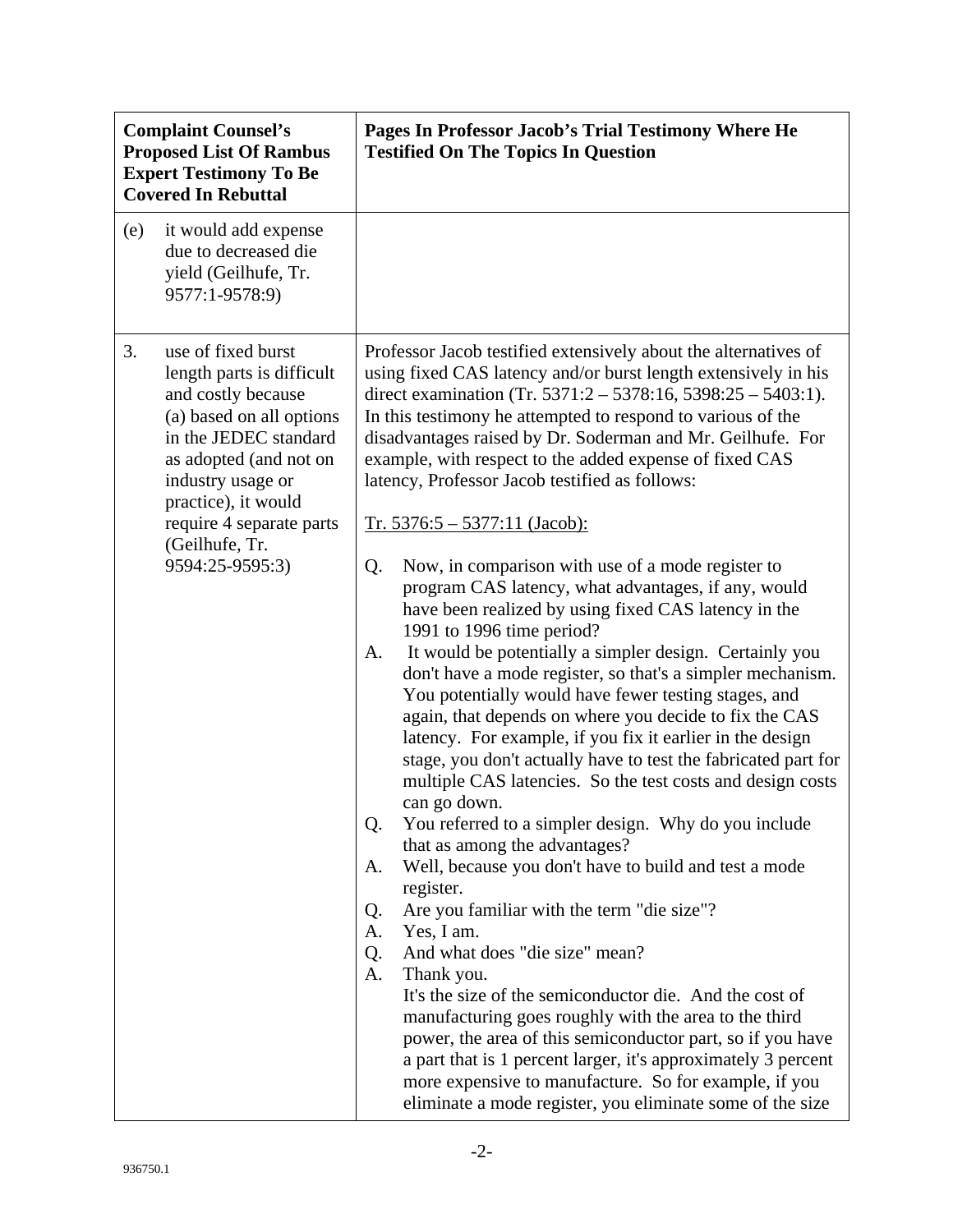| Complaint Counsel's Proposed List Of Rambus Expert Testimony To Be Covered In Rebuttal | Pages In Professor Jacob's Trial Testimony Where He Testified On The Topics In Question |
|---|---|
| (e) it would add expense due to decreased die yield (Geilhufe, Tr. 9577:1-9578:9) | |
| 3. use of fixed burst length parts is difficult and costly because (a) based on all options in the JEDEC standard as adopted (and not on industry usage or practice), it would require 4 separate parts (Geilhufe, Tr. 9594:25-9595:3) | Professor Jacob testified extensively about the alternatives of using fixed CAS latency and/or burst length extensively in his direct examination (Tr. 5371:2 – 5378:16, 5398:25 – 5403:1). In this testimony he attempted to respond to various of the disadvantages raised by Dr. Soderman and Mr. Geilhufe. For example, with respect to the added expense of fixed CAS latency, Professor Jacob testified as follows:<br><br>Tr. 5376:5 – 5377:11 (Jacob):<br><br>Q. Now, in comparison with use of a mode register to program CAS latency, what advantages, if any, would have been realized by using fixed CAS latency in the 1991 to 1996 time period?<br>A. It would be potentially a simpler design. Certainly you don't have a mode register, so that's a simpler mechanism. You potentially would have fewer testing stages, and again, that depends on where you decide to fix the CAS latency. For example, if you fix it earlier in the design stage, you don't actually have to test the fabricated part for multiple CAS latencies. So the test costs and design costs can go down.<br>Q. You referred to a simpler design. Why do you include that as among the advantages?<br>A. Well, because you don't have to build and test a mode register.<br>Q. Are you familiar with the term "die size"?<br>A. Yes, I am.<br>Q. And what does "die size" mean?<br>A. Thank you.<br>It's the size of the semiconductor die. And the cost of manufacturing goes roughly with the area to the third power, the area of this semiconductor part, so if you have a part that is 1 percent larger, it's approximately 3 percent more expensive to manufacture. So for example, if you eliminate a mode register, you eliminate some of the size |

936750.1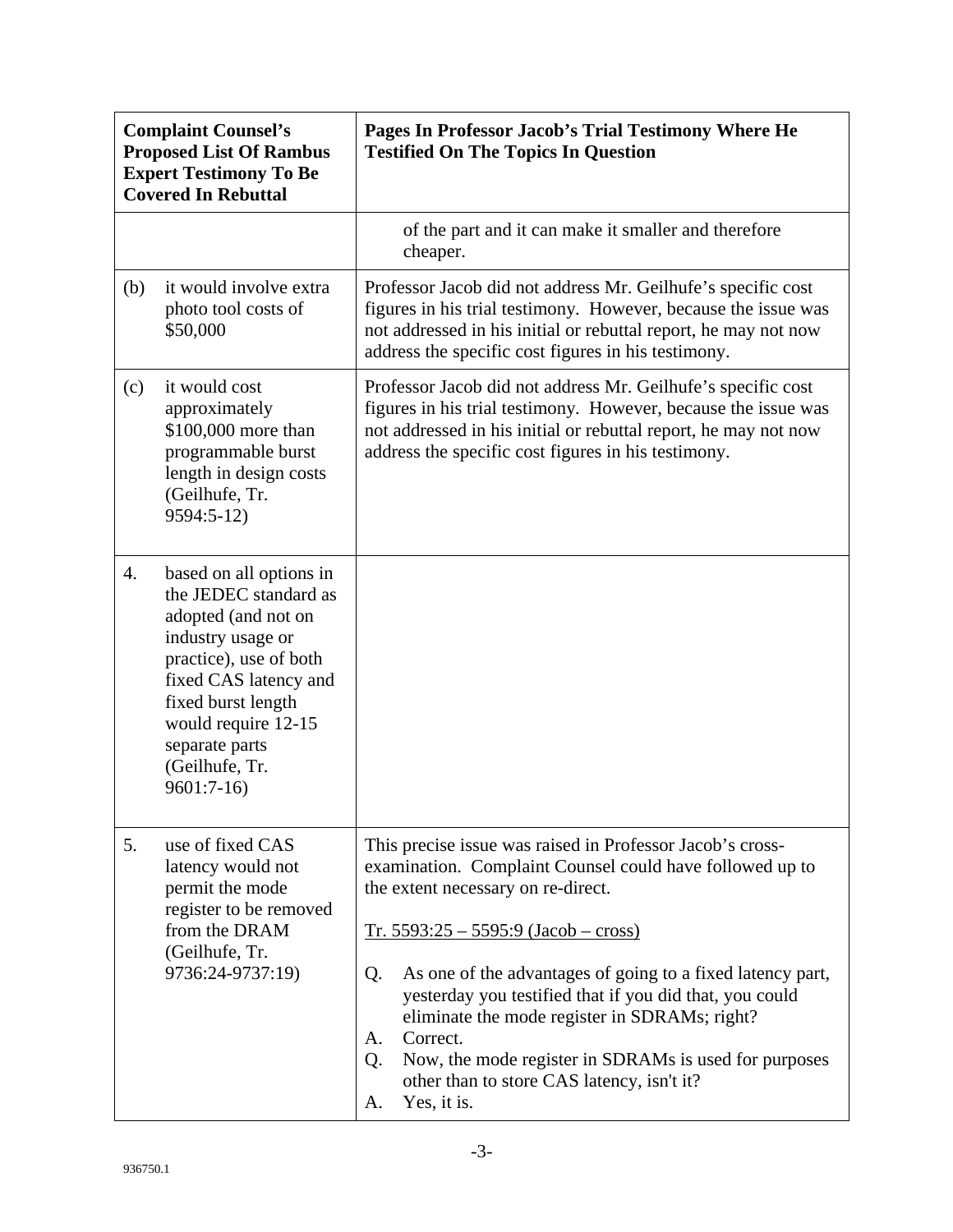| Complaint Counsel's Proposed List Of Rambus Expert Testimony To Be Covered In Rebuttal | Pages In Professor Jacob's Trial Testimony Where He Testified On The Topics In Question |
|---|---|
| | of the part and it can make it smaller and therefore cheaper. |
| (b) it would involve extra photo tool costs of $50,000 | Professor Jacob did not address Mr. Geilhufe's specific cost figures in his trial testimony. However, because the issue was not addressed in his initial or rebuttal report, he may not now address the specific cost figures in his testimony. |
| (c) it would cost approximately $100,000 more than programmable burst length in design costs (Geilhufe, Tr. 9594:5-12) | Professor Jacob did not address Mr. Geilhufe's specific cost figures in his trial testimony. However, because the issue was not addressed in his initial or rebuttal report, he may not now address the specific cost figures in his testimony. |
| 4. based on all options in the JEDEC standard as adopted (and not on industry usage or practice), use of both fixed CAS latency and fixed burst length would require 12-15 separate parts (Geilhufe, Tr. 9601:7-16) | |
| 5. use of fixed CAS latency would not permit the mode register to be removed from the DRAM (Geilhufe, Tr. 9736:24-9737:19) | This precise issue was raised in Professor Jacob's cross-examination. Complaint Counsel could have followed up to the extent necessary on re-direct.<br><br><u>Tr. 5593:25 – 5595:9 (Jacob – cross)</u><br><br>Q. As one of the advantages of going to a fixed latency part, yesterday you testified that if you did that, you could eliminate the mode register in SDRAMs; right?<br>A. Correct.<br>Q. Now, the mode register in SDRAMs is used for purposes other than to store CAS latency, isn't it?<br>A. Yes, it is. |

936750.1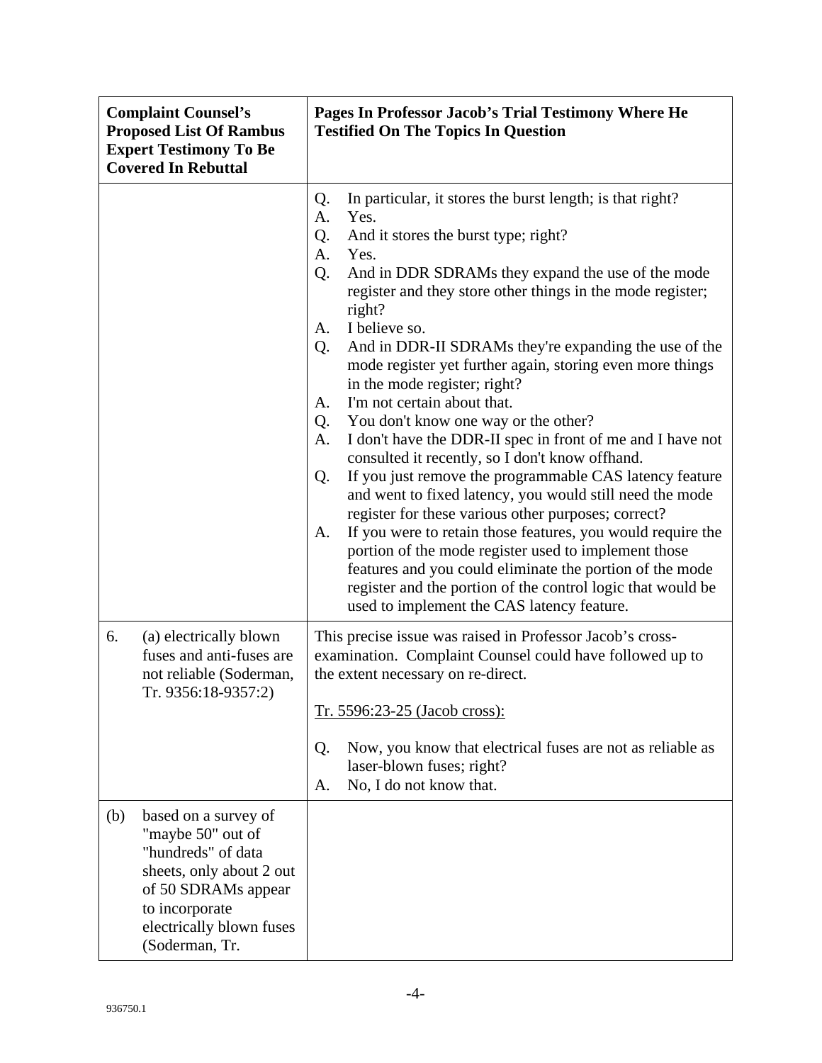| Complaint Counsel's Proposed List Of Rambus Expert Testimony To Be Covered In Rebuttal | Pages In Professor Jacob's Trial Testimony Where He Testified On The Topics In Question |
|---|---|
| | Q. In particular, it stores the burst length; is that right?<br>A. Yes.<br>Q. And it stores the burst type; right?<br>A. Yes.<br>Q. And in DDR SDRAMs they expand the use of the mode register and they store other things in the mode register; right?<br>A. I believe so.<br>Q. And in DDR-II SDRAMs they're expanding the use of the mode register yet further again, storing even more things in the mode register; right?<br>A. I'm not certain about that.<br>Q. You don't know one way or the other?<br>A. I don't have the DDR-II spec in front of me and I have not consulted it recently, so I don't know offhand.<br>Q. If you just remove the programmable CAS latency feature and went to fixed latency, you would still need the mode register for these various other purposes; correct?<br>A. If you were to retain those features, you would require the portion of the mode register used to implement those features and you could eliminate the portion of the mode register and the portion of the control logic that would be used to implement the CAS latency feature. |
| 6. (a) electrically blown fuses and anti-fuses are not reliable (Soderman, Tr. 9356:18-9357:2) | This precise issue was raised in Professor Jacob's cross-examination. Complaint Counsel could have followed up to the extent necessary on re-direct.<br><br><u>Tr. 5596:23-25 (Jacob cross):</u><br><br>Q. Now, you know that electrical fuses are not as reliable as laser-blown fuses; right?<br>A. No, I do not know that. |
| (b) based on a survey of "maybe 50" out of "hundreds" of data sheets, only about 2 out of 50 SDRAMs appear to incorporate electrically blown fuses (Soderman, Tr. | |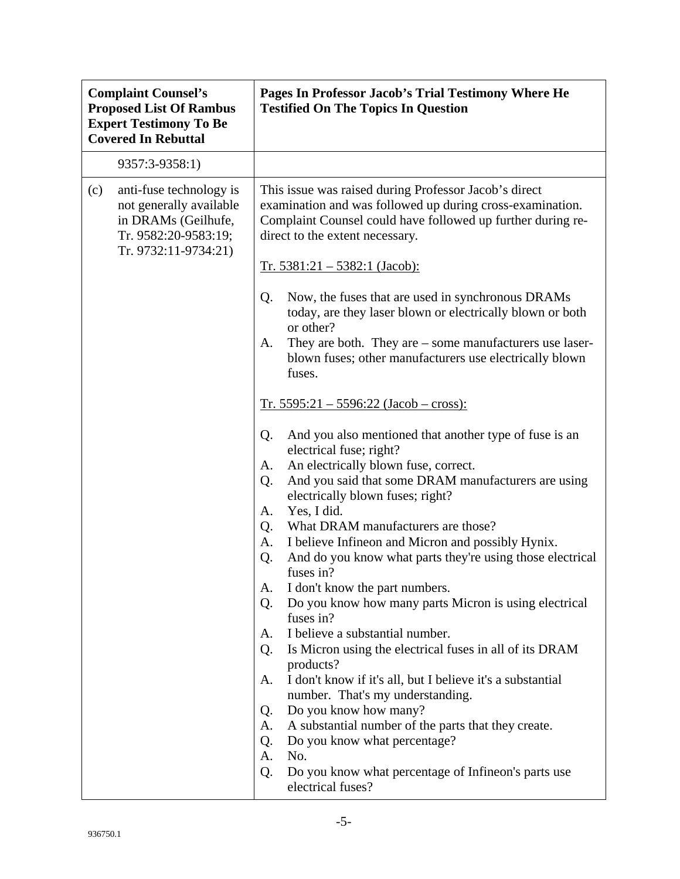| Complaint Counsel's Proposed List Of Rambus Expert Testimony To Be Covered In Rebuttal | Pages In Professor Jacob's Trial Testimony Where He Testified On The Topics In Question |
|---|---|
| 9357:3-9358:1) | |
| (c) anti-fuse technology is not generally available in DRAMs (Geilhufe, Tr. 9582:20-9583:19; Tr. 9732:11-9734:21) | This issue was raised during Professor Jacob's direct examination and was followed up during cross-examination. Complaint Counsel could have followed up further during re-direct to the extent necessary.<br><br>Tr. 5381:21 – 5382:1 (Jacob):<br><br>Q. Now, the fuses that are used in synchronous DRAMs today, are they laser blown or electrically blown or both or other?<br>A. They are both. They are – some manufacturers use laser-blown fuses; other manufacturers use electrically blown fuses.<br><br>Tr. 5595:21 – 5596:22 (Jacob – cross):<br><br>Q. And you also mentioned that another type of fuse is an electrical fuse; right?<br>A. An electrically blown fuse, correct.<br>Q. And you said that some DRAM manufacturers are using electrically blown fuses; right?<br>A. Yes, I did.<br>Q. What DRAM manufacturers are those?<br>A. I believe Infineon and Micron and possibly Hynix.<br>Q. And do you know what parts they're using those electrical fuses in?<br>A. I don't know the part numbers.<br>Q. Do you know how many parts Micron is using electrical fuses in?<br>A. I believe a substantial number.<br>Q. Is Micron using the electrical fuses in all of its DRAM products?<br>A. I don't know if it's all, but I believe it's a substantial number. That's my understanding.<br>Q. Do you know how many?<br>A. A substantial number of the parts that they create.<br>Q. Do you know what percentage?<br>A. No.<br>Q. Do you know what percentage of Infineon's parts use electrical fuses? |

936750.1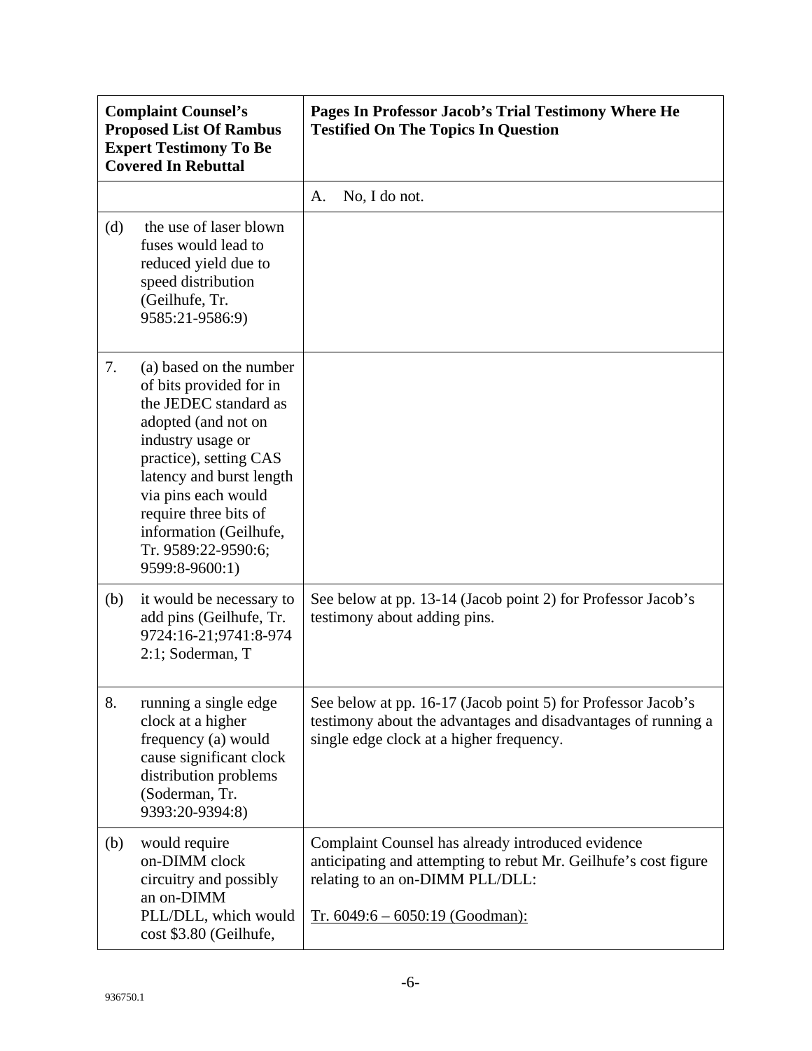| Complaint Counsel's Proposed List Of Rambus Expert Testimony To Be Covered In Rebuttal | Pages In Professor Jacob's Trial Testimony Where He Testified On The Topics In Question |
|---|---|
| | A. No, I do not. |
| (d) the use of laser blown fuses would lead to reduced yield due to speed distribution (Geilhufe, Tr. 9585:21-9586:9) | |
| 7. (a) based on the number of bits provided for in the JEDEC standard as adopted (and not on industry usage or practice), setting CAS latency and burst length via pins each would require three bits of information (Geilhufe, Tr. 9589:22-9590:6; 9599:8-9600:1) | |
| (b) it would be necessary to add pins (Geilhufe, Tr. 9724:16-21;9741:8-9742:1; Soderman, T | See below at pp. 13-14 (Jacob point 2) for Professor Jacob's testimony about adding pins. |
| 8. running a single edge clock at a higher frequency (a) would cause significant clock distribution problems (Soderman, Tr. 9393:20-9394:8) | See below at pp. 16-17 (Jacob point 5) for Professor Jacob's testimony about the advantages and disadvantages of running a single edge clock at a higher frequency. |
| (b) would require on-DIMM clock circuitry and possibly an on-DIMM PLL/DLL, which would cost \$3.80 (Geilhufe, | Complaint Counsel has already introduced evidence anticipating and attempting to rebut Mr. Geilhufe's cost figure relating to an on-DIMM PLL/DLL:<br><br><u>Tr. 6049:6 – 6050:19 (Goodman):</u> |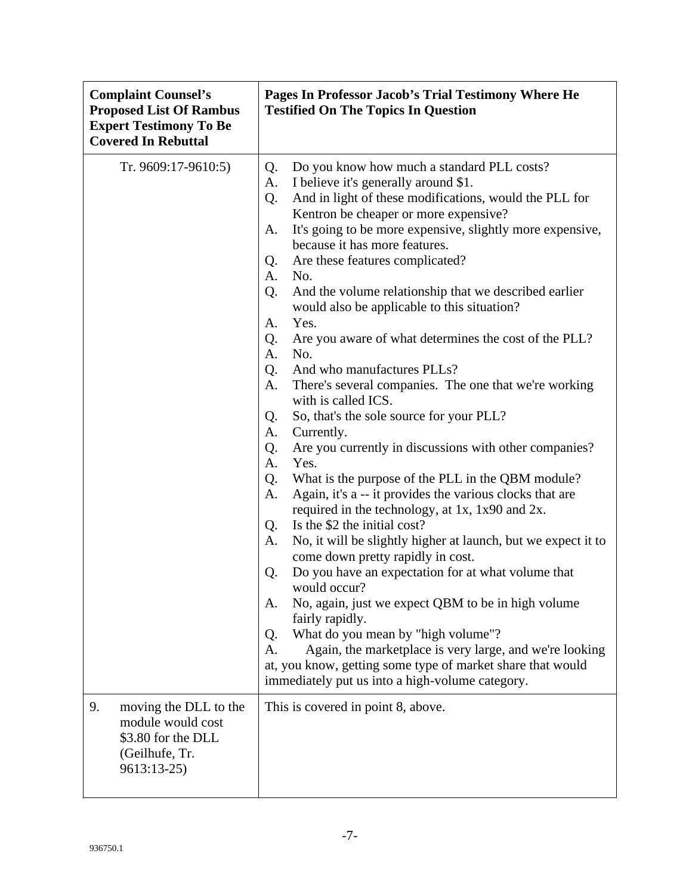| Complaint Counsel's Proposed List Of Rambus Expert Testimony To Be Covered In Rebuttal | Pages In Professor Jacob's Trial Testimony Where He Testified On The Topics In Question |
|---|---|
| Tr. 9609:17-9610:5) | Q. Do you know how much a standard PLL costs?<br>A. I believe it's generally around $1.<br>Q. And in light of these modifications, would the PLL for Kentron be cheaper or more expensive?<br>A. It's going to be more expensive, slightly more expensive, because it has more features.<br>Q. Are these features complicated?<br>A. No.<br>Q. And the volume relationship that we described earlier would also be applicable to this situation?<br>A. Yes.<br>Q. Are you aware of what determines the cost of the PLL?<br>A. No.<br>Q. And who manufactures PLLs?<br>A. There's several companies. The one that we're working with is called ICS.<br>Q. So, that's the sole source for your PLL?<br>A. Currently.<br>Q. Are you currently in discussions with other companies?<br>A. Yes.<br>Q. What is the purpose of the PLL in the QBM module?<br>A. Again, it's a -- it provides the various clocks that are required in the technology, at 1x, 1x90 and 2x.<br>Q. Is the $2 the initial cost?<br>A. No, it will be slightly higher at launch, but we expect it to come down pretty rapidly in cost.<br>Q. Do you have an expectation for at what volume that would occur?<br>A. No, again, just we expect QBM to be in high volume fairly rapidly.<br>Q. What do you mean by "high volume"?<br>A. Again, the marketplace is very large, and we're looking at, you know, getting some type of market share that would immediately put us into a high-volume category. |
| 9. moving the DLL to the module would cost $3.80 for the DLL (Geilhufe, Tr. 9613:13-25) | This is covered in point 8, above. |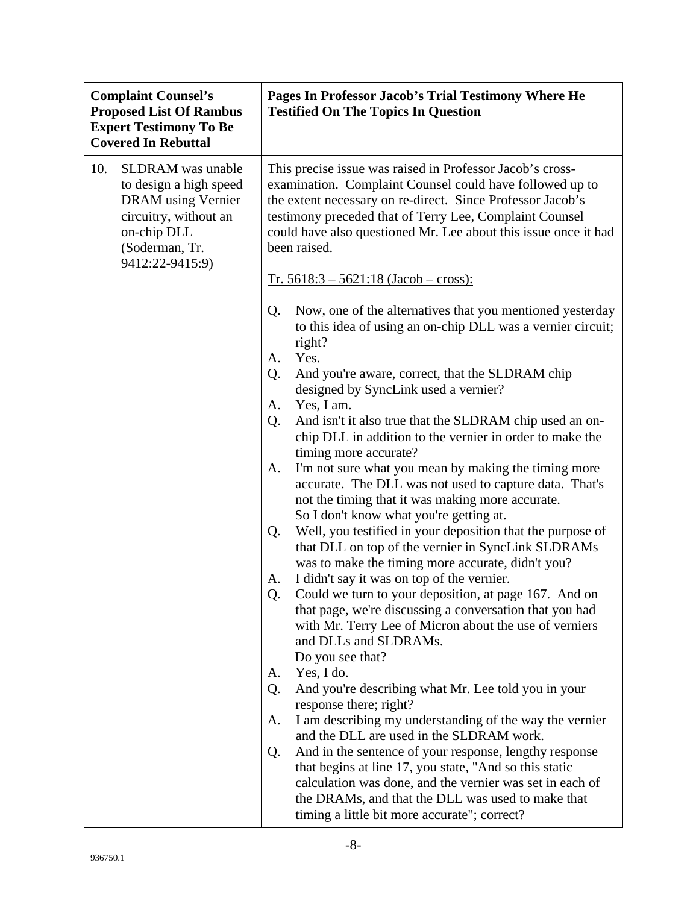| Complaint Counsel's Proposed List Of Rambus Expert Testimony To Be Covered In Rebuttal | Pages In Professor Jacob's Trial Testimony Where He Testified On The Topics In Question |
|---|---|
| 10. SLDRAM was unable to design a high speed DRAM using Vernier circuitry, without an on-chip DLL (Soderman, Tr. 9412:22-9415:9) | This precise issue was raised in Professor Jacob's cross-examination. Complaint Counsel could have followed up to the extent necessary on re-direct. Since Professor Jacob's testimony preceded that of Terry Lee, Complaint Counsel could have also questioned Mr. Lee about this issue once it had been raised.<br><br><u>Tr. 5618:3 – 5621:18 (Jacob – cross):</u><br><br>Q. Now, one of the alternatives that you mentioned yesterday to this idea of using an on-chip DLL was a vernier circuit; right?<br>A. Yes.<br>Q. And you're aware, correct, that the SLDRAM chip designed by SyncLink used a vernier?<br>A. Yes, I am.<br>Q. And isn't it also true that the SLDRAM chip used an on-chip DLL in addition to the vernier in order to make the timing more accurate?<br>A. I'm not sure what you mean by making the timing more accurate. The DLL was not used to capture data. That's not the timing that it was making more accurate. So I don't know what you're getting at.<br>Q. Well, you testified in your deposition that the purpose of that DLL on top of the vernier in SyncLink SLDRAMs was to make the timing more accurate, didn't you?<br>A. I didn't say it was on top of the vernier.<br>Q. Could we turn to your deposition, at page 167. And on that page, we're discussing a conversation that you had with Mr. Terry Lee of Micron about the use of verniers and DLLs and SLDRAMs. Do you see that?<br>A. Yes, I do.<br>Q. And you're describing what Mr. Lee told you in your response there; right?<br>A. I am describing my understanding of the way the vernier and the DLL are used in the SLDRAM work.<br>Q. And in the sentence of your response, lengthy response that begins at line 17, you state, "And so this static calculation was done, and the vernier was set in each of the DRAMs, and that the DLL was used to make that timing a little bit more accurate"; correct? |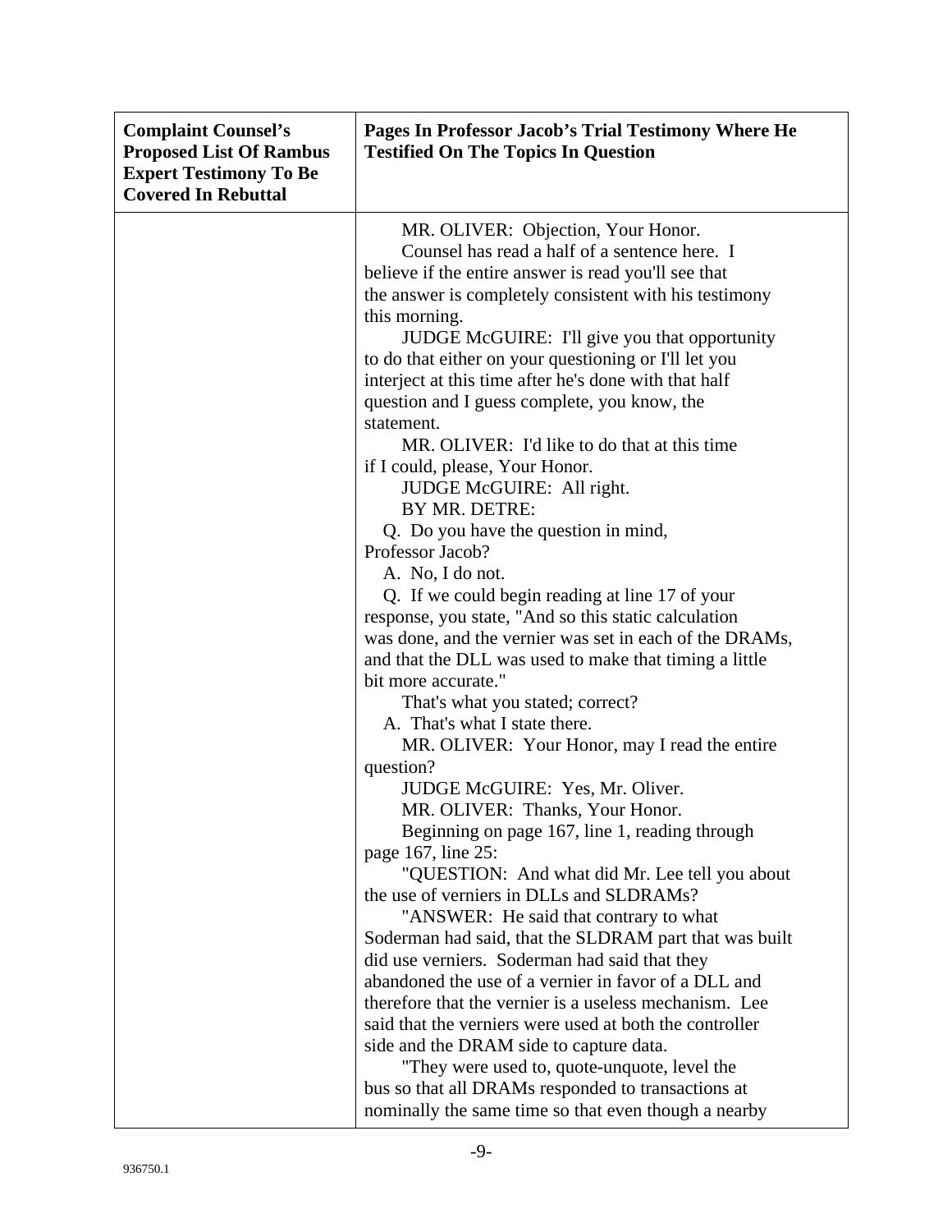| Complaint Counsel's Proposed List Of Rambus Expert Testimony To Be Covered In Rebuttal | Pages In Professor Jacob's Trial Testimony Where He Testified On The Topics In Question |
|---|---|
| | MR. OLIVER: Objection, Your Honor.<br>Counsel has read a half of a sentence here. I believe if the entire answer is read you'll see that the answer is completely consistent with his testimony this morning.<br>JUDGE McGUIRE: I'll give you that opportunity to do that either on your questioning or I'll let you interject at this time after he's done with that half question and I guess complete, you know, the statement.<br>MR. OLIVER: I'd like to do that at this time if I could, please, Your Honor.<br>JUDGE McGUIRE: All right.<br>BY MR. DETRE:<br>Q. Do you have the question in mind, Professor Jacob?<br>A. No, I do not.<br>Q. If we could begin reading at line 17 of your response, you state, "And so this static calculation was done, and the vernier was set in each of the DRAMs, and that the DLL was used to make that timing a little bit more accurate."<br>That's what you stated; correct?<br>A. That's what I state there.<br>MR. OLIVER: Your Honor, may I read the entire question?<br>JUDGE McGUIRE: Yes, Mr. Oliver.<br>MR. OLIVER: Thanks, Your Honor.<br>Beginning on page 167, line 1, reading through page 167, line 25:<br>"QUESTION: And what did Mr. Lee tell you about the use of verniers in DLLs and SLDRAMs?<br>"ANSWER: He said that contrary to what Soderman had said, that the SLDRAM part that was built did use verniers. Soderman had said that they abandoned the use of a vernier in favor of a DLL and therefore that the vernier is a useless mechanism. Lee said that the verniers were used at both the controller side and the DRAM side to capture data.<br>"They were used to, quote-unquote, level the bus so that all DRAMs responded to transactions at nominally the same time so that even though a nearby |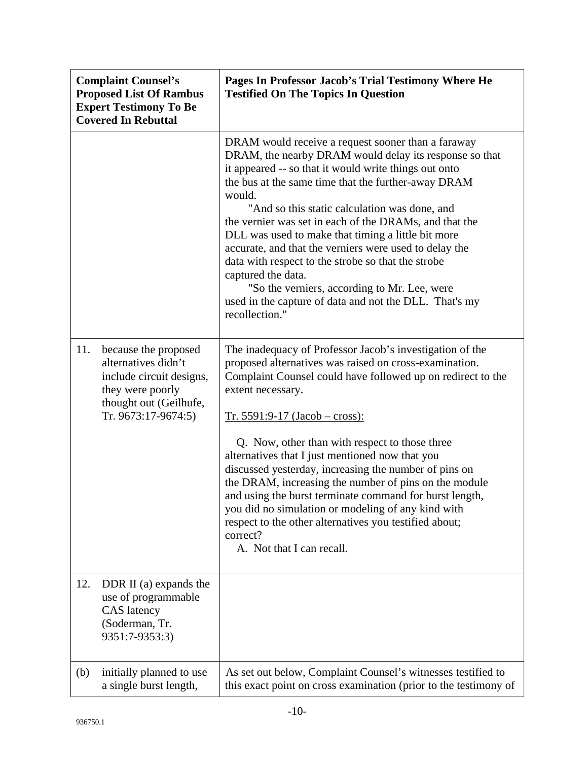| Complaint Counsel's Proposed List Of Rambus Expert Testimony To Be Covered In Rebuttal | Pages In Professor Jacob's Trial Testimony Where He Testified On The Topics In Question |
|---|---|
| | DRAM would receive a request sooner than a faraway DRAM, the nearby DRAM would delay its response so that it appeared -- so that it would write things out onto the bus at the same time that the further-away DRAM would.<br>"And so this static calculation was done, and the vernier was set in each of the DRAMs, and that the DLL was used to make that timing a little bit more accurate, and that the verniers were used to delay the data with respect to the strobe so that the strobe captured the data.<br>"So the verniers, according to Mr. Lee, were used in the capture of data and not the DLL. That's my recollection." |
| 11. because the proposed alternatives didn't include circuit designs, they were poorly thought out (Geilhufe, Tr. 9673:17-9674:5) | The inadequacy of Professor Jacob's investigation of the proposed alternatives was raised on cross-examination. Complaint Counsel could have followed up on redirect to the extent necessary.<br><br><u>Tr. 5591:9-17 (Jacob – cross):</u><br><br>Q. Now, other than with respect to those three alternatives that I just mentioned now that you discussed yesterday, increasing the number of pins on the DRAM, increasing the number of pins on the module and using the burst terminate command for burst length, you did no simulation or modeling of any kind with respect to the other alternatives you testified about; correct?<br>A. Not that I can recall. |
| 12. DDR II (a) expands the use of programmable CAS latency (Soderman, Tr. 9351:7-9353:3) | |
| (b) initially planned to use a single burst length, | As set out below, Complaint Counsel's witnesses testified to this exact point on cross examination (prior to the testimony of |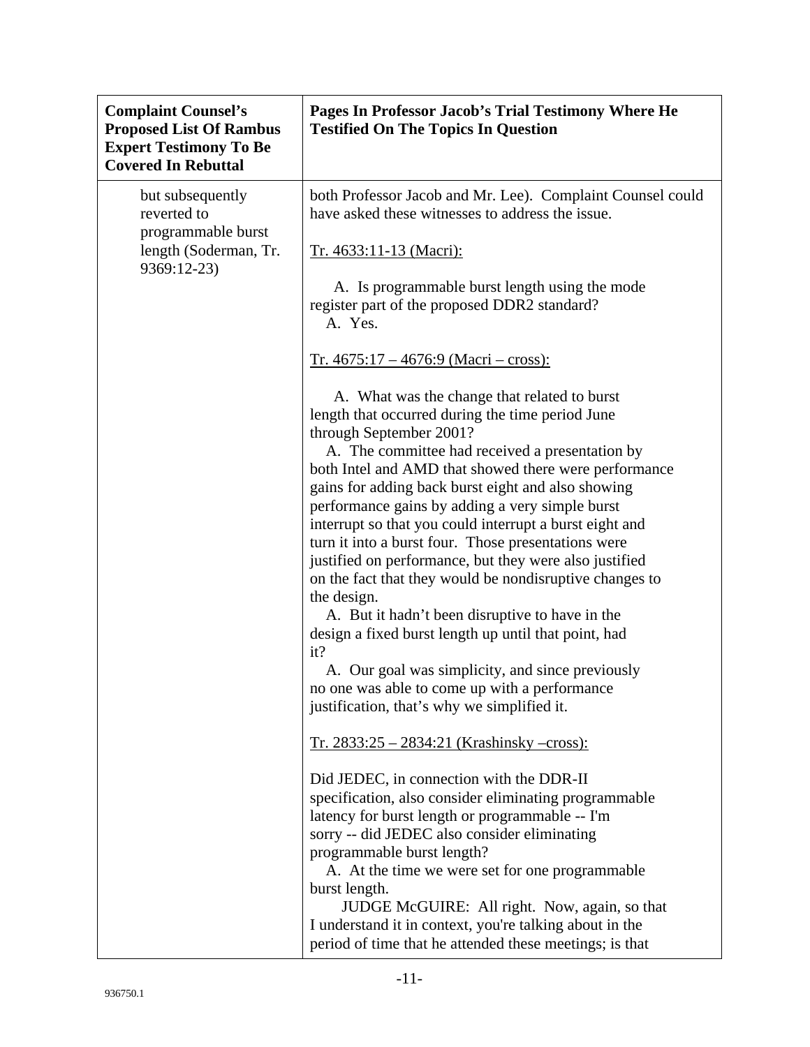| Complaint Counsel's Proposed List Of Rambus Expert Testimony To Be Covered In Rebuttal | Pages In Professor Jacob's Trial Testimony Where He Testified On The Topics In Question |
|---|---|
| but subsequently reverted to programmable burst length (Soderman, Tr. 9369:12-23) | both Professor Jacob and Mr. Lee). Complaint Counsel could have asked these witnesses to address the issue.<br><br><u>Tr. 4633:11-13 (Macri):</u><br><br>A. Is programmable burst length using the mode register part of the proposed DDR2 standard?<br>A. Yes.<br><br><u>Tr. 4675:17 – 4676:9 (Macri – cross):</u><br><br>A. What was the change that related to burst length that occurred during the time period June through September 2001?<br>A. The committee had received a presentation by both Intel and AMD that showed there were performance gains for adding back burst eight and also showing performance gains by adding a very simple burst interrupt so that you could interrupt a burst eight and turn it into a burst four. Those presentations were justified on performance, but they were also justified on the fact that they would be nondisruptive changes to the design.<br>A. But it hadn't been disruptive to have in the design a fixed burst length up until that point, had it?<br>A. Our goal was simplicity, and since previously no one was able to come up with a performance justification, that's why we simplified it.<br><br><u>Tr. 2833:25 – 2834:21 (Krashinsky –cross):</u><br><br>Did JEDEC, in connection with the DDR-II specification, also consider eliminating programmable latency for burst length or programmable -- I'm sorry -- did JEDEC also consider eliminating programmable burst length?<br>A. At the time we were set for one programmable burst length.<br>JUDGE McGUIRE: All right. Now, again, so that I understand it in context, you're talking about in the period of time that he attended these meetings; is that |

936750.1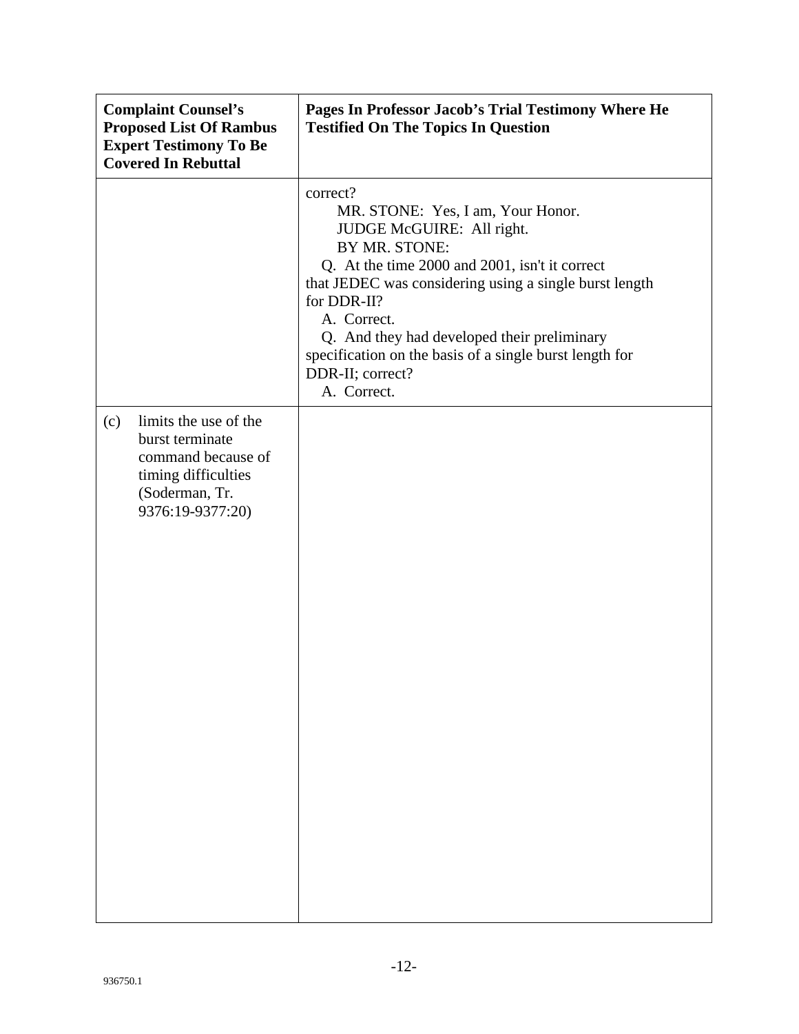| Complaint Counsel's Proposed List Of Rambus Expert Testimony To Be Covered In Rebuttal | Pages In Professor Jacob's Trial Testimony Where He Testified On The Topics In Question |
|---|---|
| | correct?<br>MR. STONE: Yes, I am, Your Honor.<br>JUDGE McGUIRE: All right.<br>BY MR. STONE:<br>Q. At the time 2000 and 2001, isn't it correct that JEDEC was considering using a single burst length for DDR-II?<br>A. Correct.<br>Q. And they had developed their preliminary specification on the basis of a single burst length for DDR-II; correct?<br>A. Correct. |
| (c) limits the use of the burst terminate command because of timing difficulties (Soderman, Tr. 9376:19-9377:20) | |

936750.1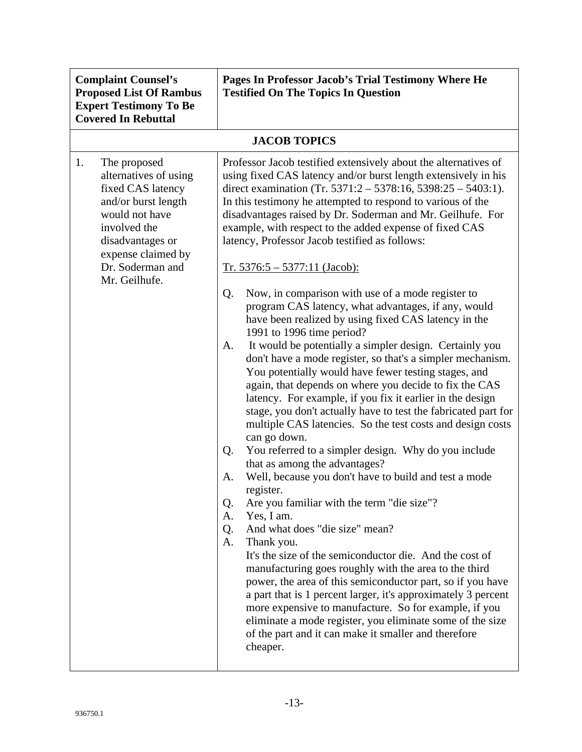| Complaint Counsel's Proposed List Of Rambus Expert Testimony To Be Covered In Rebuttal | Pages In Professor Jacob's Trial Testimony Where He Testified On The Topics In Question |
|---|---|
| **JACOB TOPICS** | |
| 1. The proposed alternatives of using fixed CAS latency and/or burst length would not have involved the disadvantages or expense claimed by Dr. Soderman and Mr. Geilhufe. | Professor Jacob testified extensively about the alternatives of using fixed CAS latency and/or burst length extensively in his direct examination (Tr. 5371:2 – 5378:16, 5398:25 – 5403:1). In this testimony he attempted to respond to various of the disadvantages raised by Dr. Soderman and Mr. Geilhufe. For example, with respect to the added expense of fixed CAS latency, Professor Jacob testified as follows:<br><br><u>Tr. 5376:5 – 5377:11 (Jacob):</u><br><br>Q. Now, in comparison with use of a mode register to program CAS latency, what advantages, if any, would have been realized by using fixed CAS latency in the 1991 to 1996 time period?<br>A. It would be potentially a simpler design. Certainly you don't have a mode register, so that's a simpler mechanism. You potentially would have fewer testing stages, and again, that depends on where you decide to fix the CAS latency. For example, if you fix it earlier in the design stage, you don't actually have to test the fabricated part for multiple CAS latencies. So the test costs and design costs can go down.<br>Q. You referred to a simpler design. Why do you include that as among the advantages?<br>A. Well, because you don't have to build and test a mode register.<br>Q. Are you familiar with the term "die size"?<br>A. Yes, I am.<br>Q. And what does "die size" mean?<br>A. Thank you.<br>It's the size of the semiconductor die. And the cost of manufacturing goes roughly with the area to the third power, the area of this semiconductor part, so if you have a part that is 1 percent larger, it's approximately 3 percent more expensive to manufacture. So for example, if you eliminate a mode register, you eliminate some of the size of the part and it can make it smaller and therefore cheaper. |

936750.1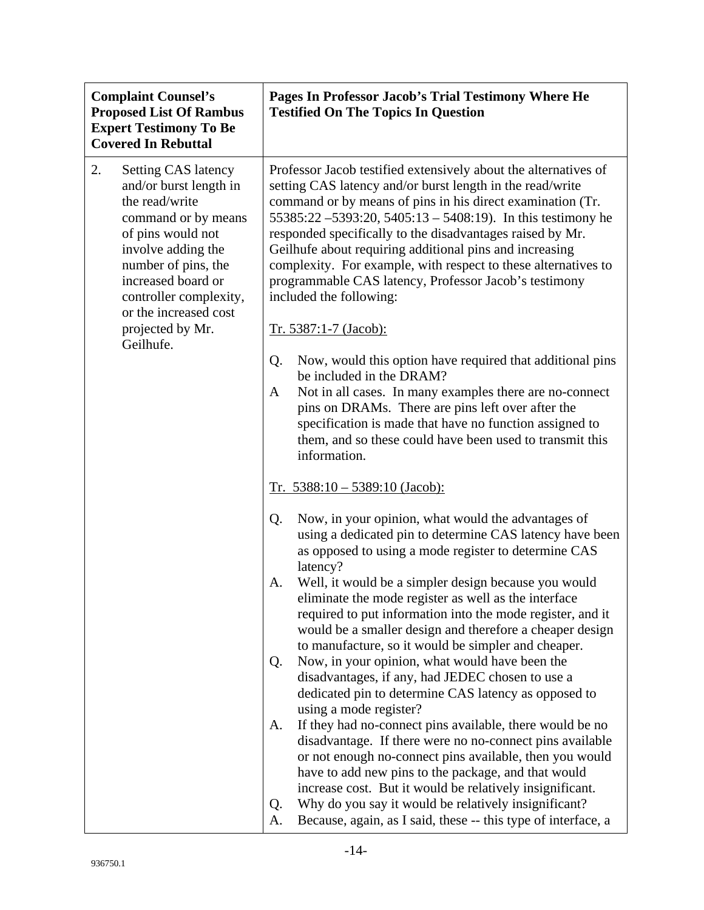| Complaint Counsel's Proposed List Of Rambus Expert Testimony To Be Covered In Rebuttal | Pages In Professor Jacob's Trial Testimony Where He Testified On The Topics In Question |
|---|---|
| 2. Setting CAS latency and/or burst length in the read/write command or by means of pins would not involve adding the number of pins, the increased board or controller complexity, or the increased cost projected by Mr. Geilhufe. | Professor Jacob testified extensively about the alternatives of setting CAS latency and/or burst length in the read/write command or by means of pins in his direct examination (Tr. 55385:22 –5393:20, 5405:13 – 5408:19). In this testimony he responded specifically to the disadvantages raised by Mr. Geilhufe about requiring additional pins and increasing complexity. For example, with respect to these alternatives to programmable CAS latency, Professor Jacob's testimony included the following:<br><br><u>Tr. 5387:1-7 (Jacob):</u><br><br>Q. Now, would this option have required that additional pins be included in the DRAM?<br>A Not in all cases. In many examples there are no-connect pins on DRAMs. There are pins left over after the specification is made that have no function assigned to them, and so these could have been used to transmit this information.<br><br><u>Tr. 5388:10 – 5389:10 (Jacob):</u><br><br>Q. Now, in your opinion, what would the advantages of using a dedicated pin to determine CAS latency have been as opposed to using a mode register to determine CAS latency?<br>A. Well, it would be a simpler design because you would eliminate the mode register as well as the interface required to put information into the mode register, and it would be a smaller design and therefore a cheaper design to manufacture, so it would be simpler and cheaper.<br>Q. Now, in your opinion, what would have been the disadvantages, if any, had JEDEC chosen to use a dedicated pin to determine CAS latency as opposed to using a mode register?<br>A. If they had no-connect pins available, there would be no disadvantage. If there were no no-connect pins available or not enough no-connect pins available, then you would have to add new pins to the package, and that would increase cost. But it would be relatively insignificant.<br>Q. Why do you say it would be relatively insignificant?<br>A. Because, again, as I said, these -- this type of interface, a |

936750.1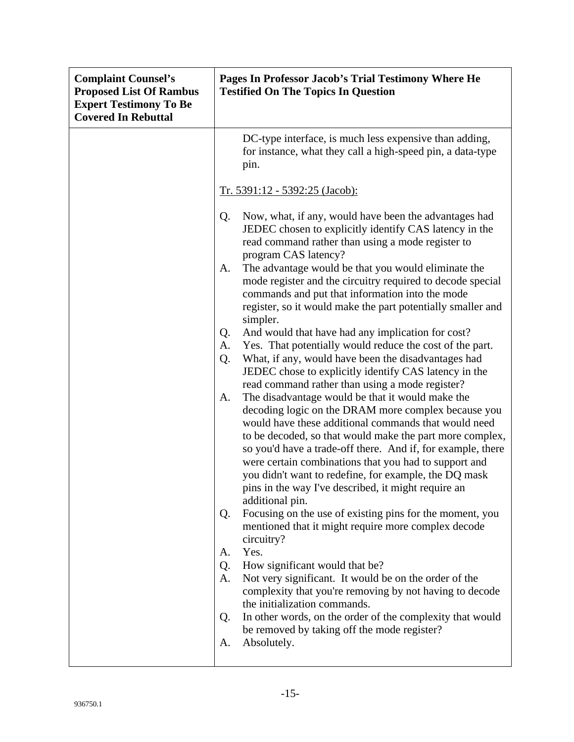| Complaint Counsel's Proposed List Of Rambus Expert Testimony To Be Covered In Rebuttal | Pages In Professor Jacob's Trial Testimony Where He Testified On The Topics In Question |
|---|---|
| | DC-type interface, is much less expensive than adding, for instance, what they call a high-speed pin, a data-type pin.<br><br><u>Tr. 5391:12 - 5392:25 (Jacob):</u><br><br>Q. Now, what, if any, would have been the advantages had JEDEC chosen to explicitly identify CAS latency in the read command rather than using a mode register to program CAS latency?<br>A. The advantage would be that you would eliminate the mode register and the circuitry required to decode special commands and put that information into the mode register, so it would make the part potentially smaller and simpler.<br>Q. And would that have had any implication for cost?<br>A. Yes. That potentially would reduce the cost of the part.<br>Q. What, if any, would have been the disadvantages had JEDEC chose to explicitly identify CAS latency in the read command rather than using a mode register?<br>A. The disadvantage would be that it would make the decoding logic on the DRAM more complex because you would have these additional commands that would need to be decoded, so that would make the part more complex, so you'd have a trade-off there. And if, for example, there were certain combinations that you had to support and you didn't want to redefine, for example, the DQ mask pins in the way I've described, it might require an additional pin.<br>Q. Focusing on the use of existing pins for the moment, you mentioned that it might require more complex decode circuitry?<br>A. Yes.<br>Q. How significant would that be?<br>A. Not very significant. It would be on the order of the complexity that you're removing by not having to decode the initialization commands.<br>Q. In other words, on the order of the complexity that would be removed by taking off the mode register?<br>A. Absolutely. |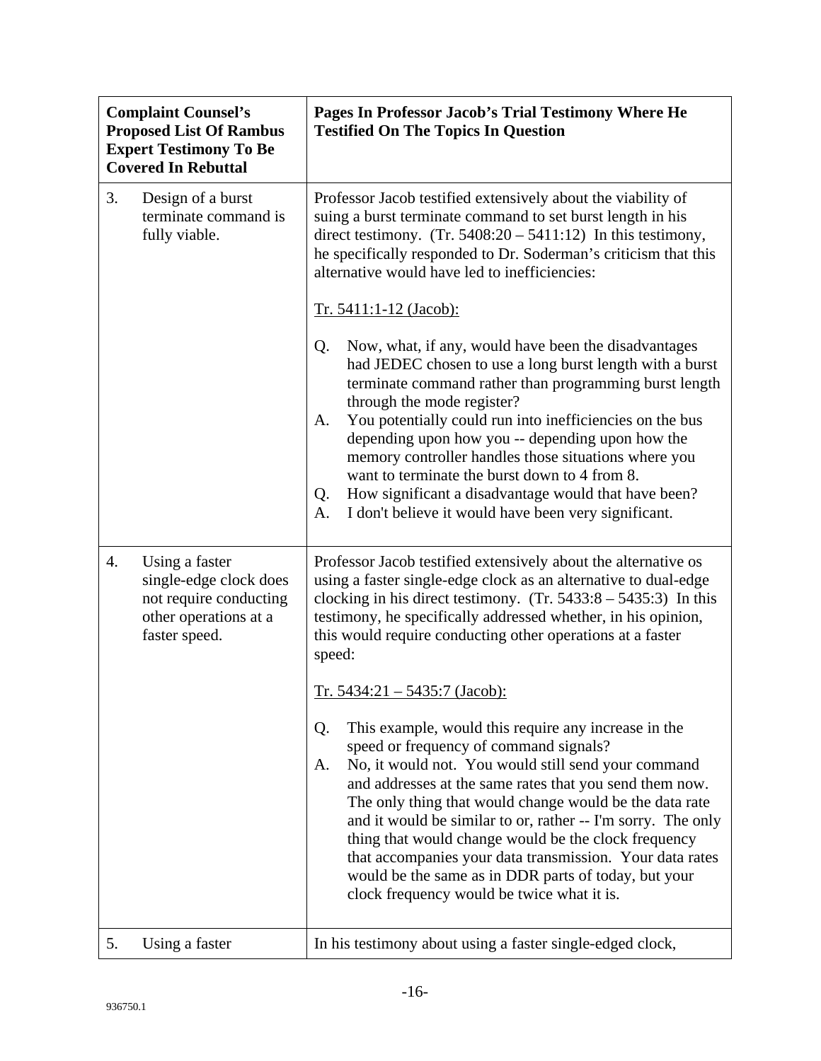| Complaint Counsel's Proposed List Of Rambus Expert Testimony To Be Covered In Rebuttal | Pages In Professor Jacob's Trial Testimony Where He Testified On The Topics In Question |
|---|---|
| 3. Design of a burst terminate command is fully viable. | Professor Jacob testified extensively about the viability of suing a burst terminate command to set burst length in his direct testimony. (Tr. 5408:20 – 5411:12) In this testimony, he specifically responded to Dr. Soderman's criticism that this alternative would have led to inefficiencies:<br><br><u>Tr. 5411:1-12 (Jacob):</u><br><br>Q. Now, what, if any, would have been the disadvantages had JEDEC chosen to use a long burst length with a burst terminate command rather than programming burst length through the mode register?<br>A. You potentially could run into inefficiencies on the bus depending upon how you -- depending upon how the memory controller handles those situations where you want to terminate the burst down to 4 from 8.<br>Q. How significant a disadvantage would that have been?<br>A. I don't believe it would have been very significant. |
| 4. Using a faster single-edge clock does not require conducting other operations at a faster speed. | Professor Jacob testified extensively about the alternative os using a faster single-edge clock as an alternative to dual-edge clocking in his direct testimony. (Tr. 5433:8 – 5435:3) In this testimony, he specifically addressed whether, in his opinion, this would require conducting other operations at a faster speed:<br><br><u>Tr. 5434:21 – 5435:7 (Jacob):</u><br><br>Q. This example, would this require any increase in the speed or frequency of command signals?<br>A. No, it would not. You would still send your command and addresses at the same rates that you send them now. The only thing that would change would be the data rate and it would be similar to or, rather -- I'm sorry. The only thing that would change would be the clock frequency that accompanies your data transmission. Your data rates would be the same as in DDR parts of today, but your clock frequency would be twice what it is. |
| 5. Using a faster | In his testimony about using a faster single-edged clock, |

936750.1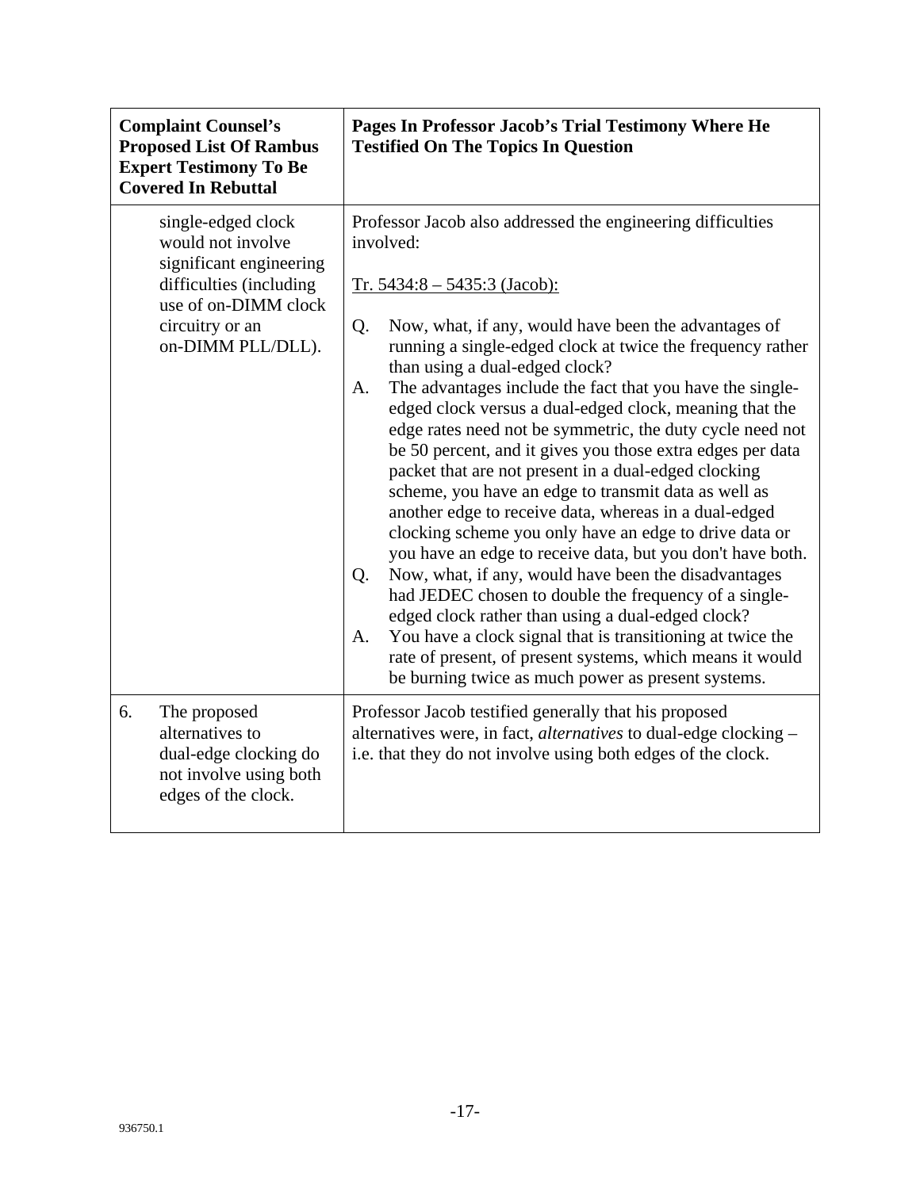| Complaint Counsel's Proposed List Of Rambus Expert Testimony To Be Covered In Rebuttal | Pages In Professor Jacob's Trial Testimony Where He Testified On The Topics In Question |
|---|---|
| single-edged clock would not involve significant engineering difficulties (including use of on-DIMM clock circuitry or an on-DIMM PLL/DLL). | Professor Jacob also addressed the engineering difficulties involved:<br><br><u>Tr. 5434:8 – 5435:3 (Jacob):</u><br><br>Q. Now, what, if any, would have been the advantages of running a single-edged clock at twice the frequency rather than using a dual-edged clock?<br>A. The advantages include the fact that you have the single-edged clock versus a dual-edged clock, meaning that the edge rates need not be symmetric, the duty cycle need not be 50 percent, and it gives you those extra edges per data packet that are not present in a dual-edged clocking scheme, you have an edge to transmit data as well as another edge to receive data, whereas in a dual-edged clocking scheme you only have an edge to drive data or you have an edge to receive data, but you don't have both.<br>Q. Now, what, if any, would have been the disadvantages had JEDEC chosen to double the frequency of a single-edged clock rather than using a dual-edged clock?<br>A. You have a clock signal that is transitioning at twice the rate of present, of present systems, which means it would be burning twice as much power as present systems. |
| 6. The proposed alternatives to dual-edge clocking do not involve using both edges of the clock. | Professor Jacob testified generally that his proposed alternatives were, in fact, *alternatives* to dual-edge clocking – i.e. that they do not involve using both edges of the clock. |

936750.1